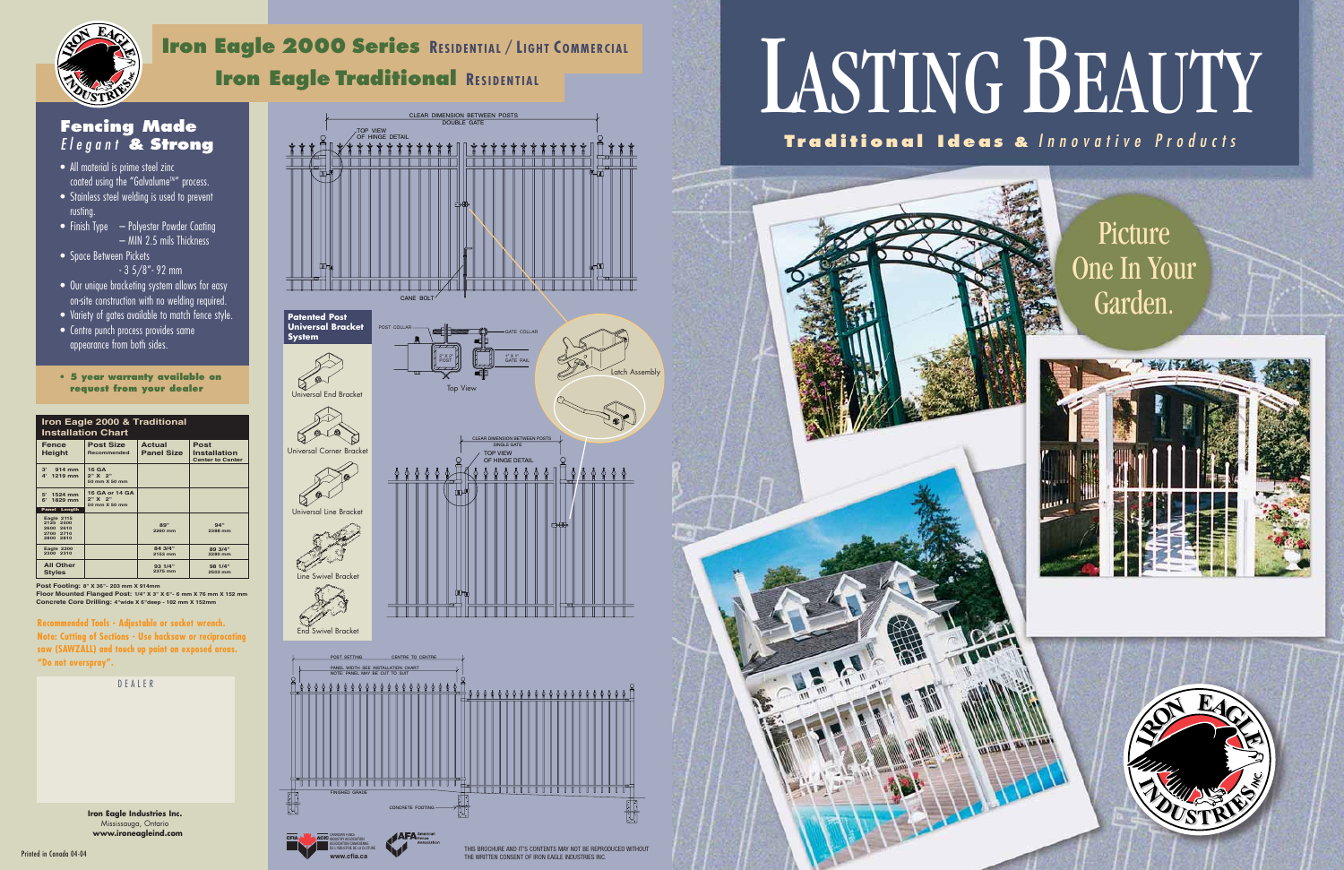# Iron Eagle 2000 Series RESIDENTIAL / LIGHT COMMERCIAL

# Iron Eagle Traditional RESIDENTIAL

## Fencing Made *Elegant* & Strong

- All material is prime steel zinc coated using the "Galvalume™" process.
- Stainless steel welding is used to prevent rusting.
- Finish Type – Polyester Powder Coating – MIN 2.5 mils Thickness
- Space Between Pickets – 3 5/8"- 92 mm
- Our unique bracketing system allows for easy on-site construction with no welding required.
- Variety of gates available to match fence style.
- Centre punch process provides same appearance from both sides.

**• 5 year warranty available on request from your dealer**

### Iron Eagle 2000 & Traditional Installation Chart

| Fence Height | Post Size Recommended | Actual Panel Size | Post Installation Center to Center |
|---|---|---|---|
| 3' 914 mm 4' 1219 mm | 16 GA 2" X 2" 50 mm X 50 mm | | |
| 5' 1524 mm 6' 1829 mm | 16 GA or 14 GA 2" X 2" 50 mm X 50 mm | | |
| Panel Length | | | |
| Eagle 2115 2125 2500 2600 2610 2700 2710 2800 2810 | | 89" 2260 mm | 94" 2388 mm |
| Eagle 2200 2300 2310 | | 84 3/4" 2153 mm | 89 3/4" 2280 mm |
| All Other Styles | | 93 1/4" 2375 mm | 98 1/4" 2503 mm |

**Post Footing:** 8" X 36"- 203 mm X 914mm
**Floor Mounted Flanged Post:** 1/4" X 3" X 6"- 6 mm X 76 mm X 152 mm
**Concrete Core Drilling:** 4"wide X 6"deep - 102 mm X 152mm

**Recommended Tools - Adjustable or socket wrench.**
**Note: Cutting of Sections - Use hacksaw or reciprocating saw (SAWZALL) and touch up paint on exposed areas. "Do not overspray".**

DEALER

**Iron Eagle Industries Inc.**
Mississauga, Ontario
**www.ironeagleind.com**

Printed in Canada 04-04

CLEAR DIMENSION BETWEEN POSTS DOUBLE GATE
TOP VIEW OF HINGE DETAIL
CANE BOLT

**Patented Post Universal Bracket System**

Universal End Bracket
Universal Corner Bracket
Universal Line Bracket
Line Swivel Bracket
End Swivel Bracket

POST COLLAR — GATE COLLAR
2" X 2" POST — 1" X 1" GATE RAIL
Top View
Latch Assembly

CLEAR DIMENSION BETWEEN POSTS SINGLE GATE
TOP VIEW OF HINGE DETAIL

POST SETTING — CENTRE TO CENTRE
PANEL WIDTH SEE INSTALLATION CHART
NOTE: PANEL MAY BE CUT TO SUIT
FINISHED GRADE
CONCRETE FOOTING

www.cfia.ca

THIS BROCHURE AND IT'S CONTENTS MAY NOT BE REPRODUCED WITHOUT THE WRITTEN CONSENT OF IRON EAGLE INDUSTRIES INC.

# LASTING BEAUTY

**Traditional Ideas &** *Innovative Products*

Picture One In Your Garden.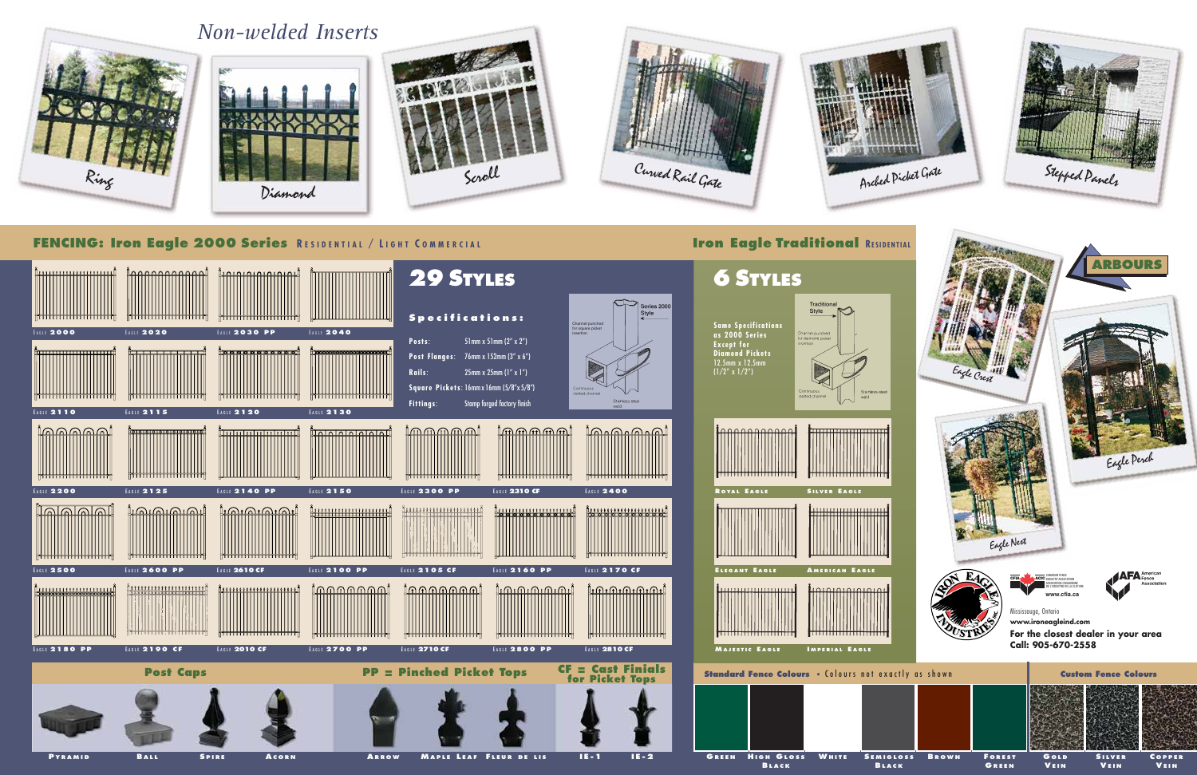## Non-welded Inserts

Ring

Diamond

Scroll

Curved Rail Gate

Arched Picket Gate

Stepped Panels

## FENCING: Iron Eagle 2000 Series RESIDENTIAL / LIGHT COMMERCIAL

Eagle 2000
Eagle 2020
Eagle 2030 PP
Eagle 2040

Eagle 2110
Eagle 2115
Eagle 2120
Eagle 2130

Eagle 2200
Eagle 2125
Eagle 2140 PP
Eagle 2150
Eagle 2300 PP
Eagle 2310 CF
Eagle 2400

Eagle 2500
Eagle 2600 PP
Eagle 2610 CF
Eagle 2100 PP
Eagle 2105 CF
Eagle 2160 PP
Eagle 2170 CF

Eagle 2180 PP
Eagle 2190 CF
Eagle 2010 CF
Eagle 2700 PP
Eagle 2710 CF
Eagle 2800 PP
Eagle 2810 CF

### 29 Styles

**Specifications:**

**Posts:** 51mm x 51mm (2" x 2")

**Post Flanges:** 76mm x 152mm (3" x 6")

**Rails:** 25mm x 25mm (1" x 1")

**Square Pickets:** 16mm x 16mm (5/8"x 5/8")

**Fittings:** Stamp forged factory finish

Series 2000 Style

Channel punched for square picket insertion

Continuous slotted channel

Stainless steel weld

## Iron Eagle Traditional RESIDENTIAL

### 6 Styles

**Same Specifications as 2000 Series Except for Diamond Pickets** 12.5mm x 12.5mm (1/2" x 1/2")

Traditional Style

Channel punched for diamond picket insertion

Continuous slotted channel

Stainless steel weld

Royal Eagle
Silver Eagle

Elegant Eagle
American Eagle

Majestic Eagle
Imperial Eagle

## ARBOURS

Eagle Crest

Eagle Perch

Eagle Nest

Mississauga, Ontario

**www.ironeaglend.com**

**For the closest dealer in your area Call: 905-670-2558**

CFIA Canadian Fence Industry Association / Association Canadienne de l'Industrie de la Clôture

www.cfia.ca

AFA American Fence Association

### Post Caps

Pyramid
Ball
Spire
Acorn

### PP = Pinched Picket Tops

Arrow
Maple Leaf
Fleur de Lis

### CF = Cast Finials for Picket Tops

IE-1
IE-2

### Standard Fence Colours • Colours not exactly as shown

Green
High Gloss Black
White
Semigloss Black
Brown
Forest Green

### Custom Fence Colours

Gold Vein
Silver Vein
Copper Vein